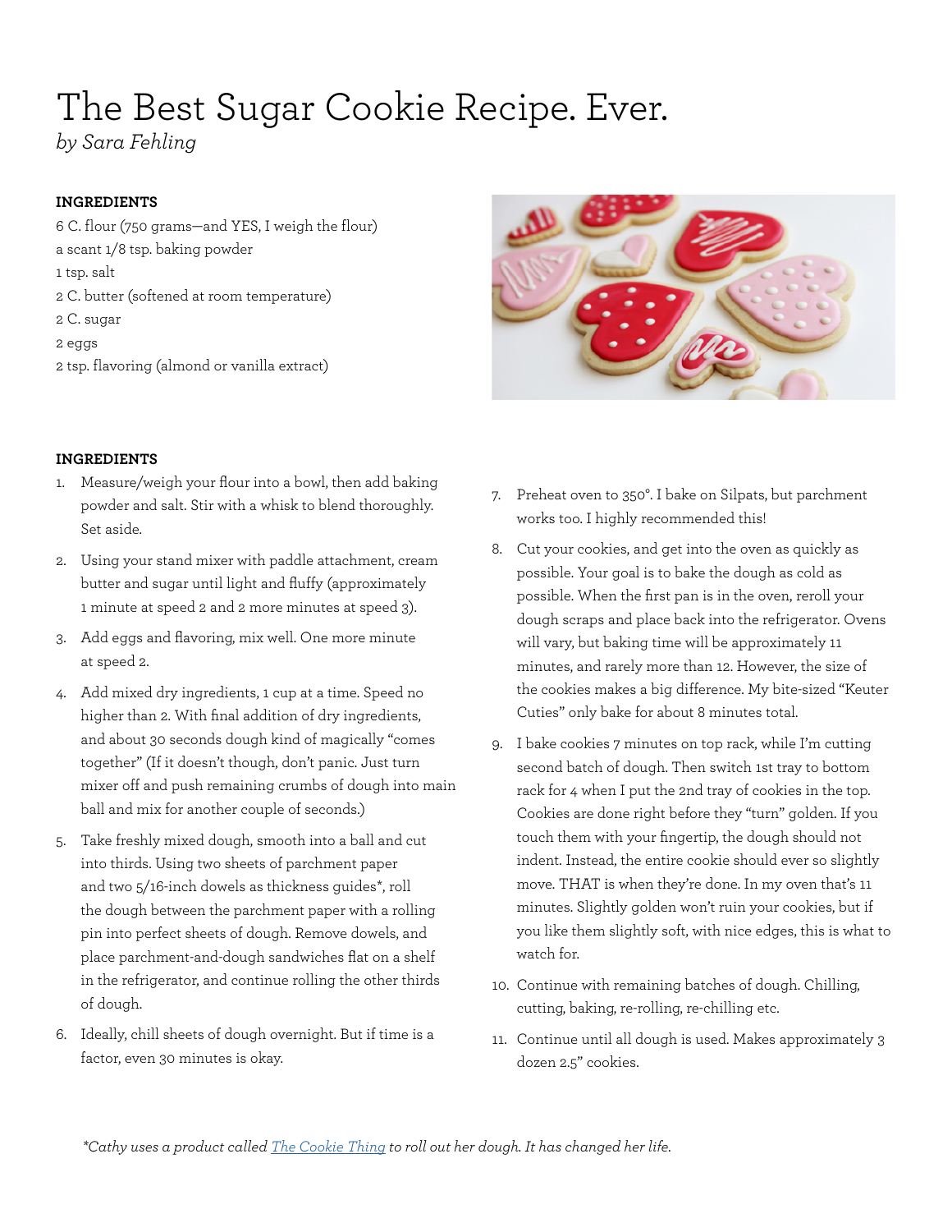# The Best Sugar Cookie Recipe. Ever.

*by Sara Fehling*

**INGREDIENTS**

6 C. flour (750 grams—and YES, I weigh the flour)
a scant 1/8 tsp. baking powder
1 tsp. salt
2 C. butter (softened at room temperature)
2 C. sugar
2 eggs
2 tsp. flavoring (almond or vanilla extract)

**INGREDIENTS**

1. Measure/weigh your flour into a bowl, then add baking powder and salt. Stir with a whisk to blend thoroughly. Set aside.
2. Using your stand mixer with paddle attachment, cream butter and sugar until light and fluffy (approximately 1 minute at speed 2 and 2 more minutes at speed 3).
3. Add eggs and flavoring, mix well. One more minute at speed 2.
4. Add mixed dry ingredients, 1 cup at a time. Speed no higher than 2. With final addition of dry ingredients, and about 30 seconds dough kind of magically "comes together" (If it doesn't though, don't panic. Just turn mixer off and push remaining crumbs of dough into main ball and mix for another couple of seconds.)
5. Take freshly mixed dough, smooth into a ball and cut into thirds. Using two sheets of parchment paper and two 5/16-inch dowels as thickness guides*, roll the dough between the parchment paper with a rolling pin into perfect sheets of dough. Remove dowels, and place parchment-and-dough sandwiches flat on a shelf in the refrigerator, and continue rolling the other thirds of dough.
6. Ideally, chill sheets of dough overnight. But if time is a factor, even 30 minutes is okay.
7. Preheat oven to 350°. I bake on Silpats, but parchment works too. I highly recommended this!
8. Cut your cookies, and get into the oven as quickly as possible. Your goal is to bake the dough as cold as possible. When the first pan is in the oven, reroll your dough scraps and place back into the refrigerator. Ovens will vary, but baking time will be approximately 11 minutes, and rarely more than 12. However, the size of the cookies makes a big difference. My bite-sized "Keuter Cuties" only bake for about 8 minutes total.
9. I bake cookies 7 minutes on top rack, while I'm cutting second batch of dough. Then switch 1st tray to bottom rack for 4 when I put the 2nd tray of cookies in the top. Cookies are done right before they "turn" golden. If you touch them with your fingertip, the dough should not indent. Instead, the entire cookie should ever so slightly move. THAT is when they're done. In my oven that's 11 minutes. Slightly golden won't ruin your cookies, but if you like them slightly soft, with nice edges, this is what to watch for.
10. Continue with remaining batches of dough. Chilling, cutting, baking, re-rolling, re-chilling etc.
11. Continue until all dough is used. Makes approximately 3 dozen 2.5" cookies.

*\*Cathy uses a product called [The Cookie Thing] to roll out her dough. It has changed her life.*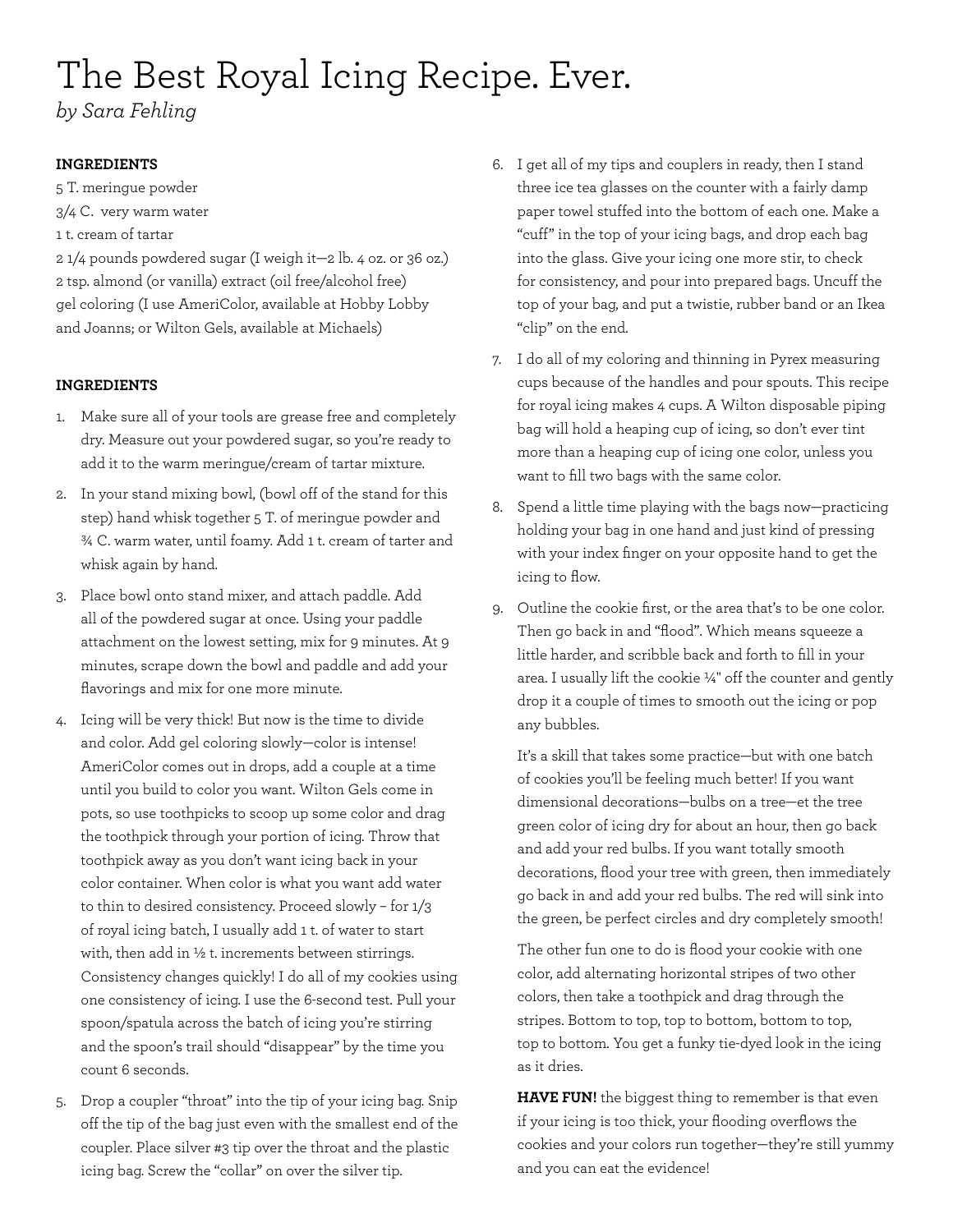# The Best Royal Icing Recipe. Ever.

*by Sara Fehling*

**INGREDIENTS**

5 T. meringue powder
3/4 C.  very warm water
1 t. cream of tartar
2 1/4 pounds powdered sugar (I weigh it—2 lb. 4 oz. or 36 oz.)
2 tsp. almond (or vanilla) extract (oil free/alcohol free)
gel coloring (I use AmeriColor, available at Hobby Lobby and Joanns; or Wilton Gels, available at Michaels)

**INGREDIENTS**

1. Make sure all of your tools are grease free and completely dry. Measure out your powdered sugar, so you're ready to add it to the warm meringue/cream of tartar mixture.
2. In your stand mixing bowl, (bowl off of the stand for this step) hand whisk together 5 T. of meringue powder and ¾ C. warm water, until foamy. Add 1 t. cream of tarter and whisk again by hand.
3. Place bowl onto stand mixer, and attach paddle. Add all of the powdered sugar at once. Using your paddle attachment on the lowest setting, mix for 9 minutes. At 9 minutes, scrape down the bowl and paddle and add your flavorings and mix for one more minute.
4. Icing will be very thick! But now is the time to divide and color. Add gel coloring slowly—color is intense! AmeriColor comes out in drops, add a couple at a time until you build to color you want. Wilton Gels come in pots, so use toothpicks to scoop up some color and drag the toothpick through your portion of icing. Throw that toothpick away as you don't want icing back in your color container. When color is what you want add water to thin to desired consistency. Proceed slowly – for 1/3 of royal icing batch, I usually add 1 t. of water to start with, then add in ½ t. increments between stirrings. Consistency changes quickly! I do all of my cookies using one consistency of icing. I use the 6-second test. Pull your spoon/spatula across the batch of icing you're stirring and the spoon's trail should "disappear" by the time you count 6 seconds.
5. Drop a coupler "throat" into the tip of your icing bag. Snip off the tip of the bag just even with the smallest end of the coupler. Place silver #3 tip over the throat and the plastic icing bag. Screw the "collar" on over the silver tip.
6. I get all of my tips and couplers in ready, then I stand three ice tea glasses on the counter with a fairly damp paper towel stuffed into the bottom of each one. Make a "cuff" in the top of your icing bags, and drop each bag into the glass. Give your icing one more stir, to check for consistency, and pour into prepared bags. Uncuff the top of your bag, and put a twistie, rubber band or an Ikea "clip" on the end.
7. I do all of my coloring and thinning in Pyrex measuring cups because of the handles and pour spouts. This recipe for royal icing makes 4 cups. A Wilton disposable piping bag will hold a heaping cup of icing, so don't ever tint more than a heaping cup of icing one color, unless you want to fill two bags with the same color.
8. Spend a little time playing with the bags now—practicing holding your bag in one hand and just kind of pressing with your index finger on your opposite hand to get the icing to flow.
9. Outline the cookie first, or the area that's to be one color. Then go back in and "flood". Which means squeeze a little harder, and scribble back and forth to fill in your area. I usually lift the cookie ¼" off the counter and gently drop it a couple of times to smooth out the icing or pop any bubbles.

   It's a skill that takes some practice—but with one batch of cookies you'll be feeling much better! If you want dimensional decorations—bulbs on a tree—et the tree green color of icing dry for about an hour, then go back and add your red bulbs. If you want totally smooth decorations, flood your tree with green, then immediately go back in and add your red bulbs. The red will sink into the green, be perfect circles and dry completely smooth!

   The other fun one to do is flood your cookie with one color, add alternating horizontal stripes of two other colors, then take a toothpick and drag through the stripes. Bottom to top, top to bottom, bottom to top, top to bottom. You get a funky tie-dyed look in the icing as it dries.

   **HAVE FUN!** the biggest thing to remember is that even if your icing is too thick, your flooding overflows the cookies and your colors run together—they're still yummy and you can eat the evidence!